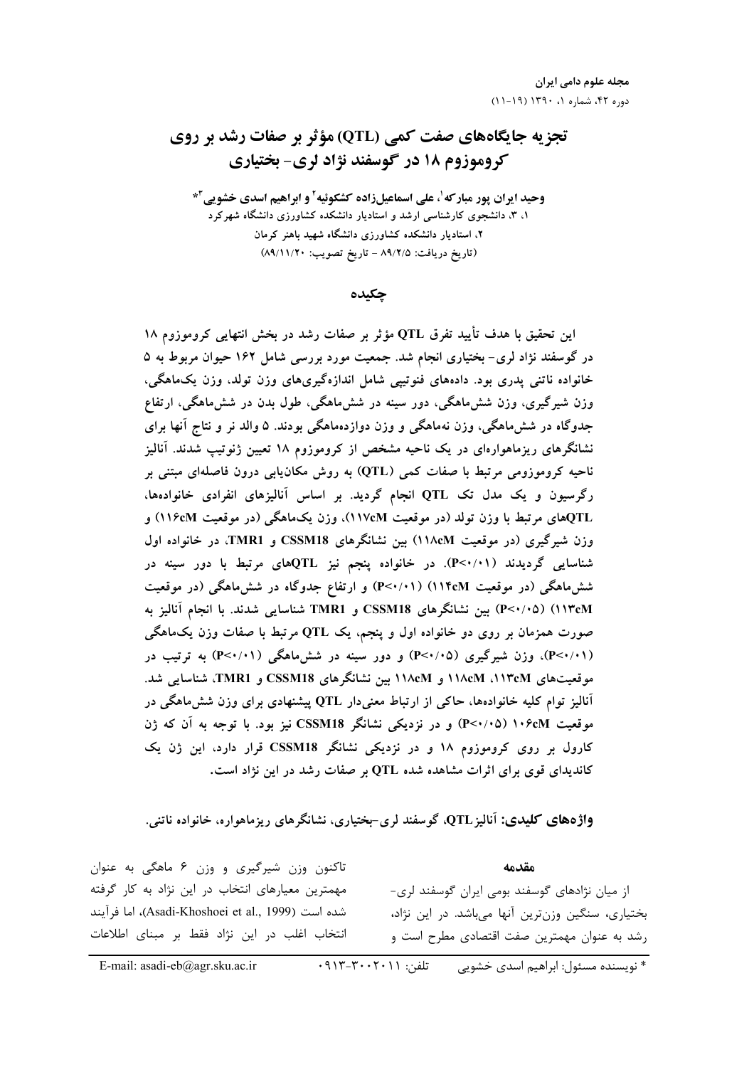# تجزیه جایگاه‌های صفت کمی (QTL) مؤثر بر صفات رشد بر روی کروموزوم ۱۸ در گوسفند نژاد لری- بختیاری

**وحید ایران پور مبارکه[1]، علی اسماعیل‌زاده کشکوئیه[2] و ابراهیم اسدی خشویی[3]***

۱، ۳، دانشجوی کارشناسی ارشد و استادیار دانشکده کشاورزی دانشگاه شهرکرد

۲، استادیار دانشکده کشاورزی دانشگاه شهید باهنر کرمان

(تاریخ دریافت: ۸۹/۲/۵ - تاریخ تصویب: ۸۹/۱۱/۲۰)

## چکیده

این تحقیق با هدف تأیید تفرق QTL مؤثر بر صفات رشد در بخش انتهایی کروموزوم ۱۸ در گوسفند نژاد لری- بختیاری انجام شد. جمعیت مورد بررسی شامل ۱۶۲ حیوان مربوط به ۵ خانواده ناتنی پدری بود. داده‌های فنوتیپی شامل اندازه‌گیری‌های وزن تولد، وزن یک‌ماهگی، وزن شیرگیری، وزن شش‌ماهگی، دور سینه در شش‌ماهگی، طول بدن در شش‌ماهگی، ارتفاع جدوگاه در شش‌ماهگی، وزن نه‌ماهگی و وزن دوازده‌ماهگی بودند. ۵ والد نر و نتاج آنها برای نشانگرهای ریزماهواره‌ای در یک ناحیه مشخص از کروموزوم ۱۸ تعیین ژنوتیپ شدند. آنالیز ناحیه کروموزومی مرتبط با صفات کمی (QTL) به روش مکان‌یابی درون فاصله‌ای مبتنی بر رگرسیون و یک مدل تک QTL انجام گردید. بر اساس آنالیزهای انفرادی خانواده‌ها، QTLهای مرتبط با وزن تولد (در موقعیت 117cM)، وزن یک‌ماهگی (در موقعیت 116cM) و وزن شیرگیری (در موقعیت 118cM) بین نشانگرهای CSSM18 و TMR1، در خانواده اول شناسایی گردیدند ($P<0.01$). در خانواده پنجم نیز QTLهای مرتبط با دور سینه در شش‌ماهگی (در موقعیت 114cM) ($P<0.01$) و ارتفاع جدوگاه در شش‌ماهگی (در موقعیت 113cM) ($P<0.05$) بین نشانگرهای CSSM18 و TMR1 شناسایی شدند. با انجام آنالیز به صورت همزمان بر روی دو خانواده اول و پنجم، یک QTL مرتبط با صفات وزن یک‌ماهگی ($P<0.01$)، وزن شیرگیری ($P<0.05$) و دور سینه در شش‌ماهگی ($P<0.01$) به ترتیب در موقعیت‌های 113cM، 118cM و 118cM بین نشانگرهای CSSM18 و TMR1، شناسایی شد. آنالیز توام کلیه خانواده‌ها، حاکی از ارتباط معنی‌دار QTL پیشنهادی برای وزن شش‌ماهگی در موقعیت 106cM ($P<0.05$) و در نزدیکی نشانگر CSSM18 نیز بود. با توجه به آن که ژن کارول بر روی کروموزوم ۱۸ و در نزدیکی نشانگر CSSM18 قرار دارد، این ژن یک کاندیدای قوی برای اثرات مشاهده شده QTL بر صفات رشد در این نژاد است.

**واژه‌های کلیدی:** آنالیز QTL، گوسفند لری-بختیاری، نشانگرهای ریزماهواره، خانواده ناتنی.

## مقدمه

از میان نژادهای گوسفند بومی ایران گوسفند لری- بختیاری، سنگین وزن‌ترین آنها می‌باشد. در این نژاد، رشد به عنوان مهمترین صفت اقتصادی مطرح است و تاکنون وزن شیرگیری و وزن ۶ ماهگی به عنوان مهمترین معیارهای انتخاب در این نژاد به کار گرفته شده است (Asadi-Khoshoei et al., 1999)، اما فرآیند انتخاب اغلب در این نژاد فقط بر مبنای اطلاعات

* نویسنده مسئول: ابراهیم اسدی خشویی تلفن: ۰۹۱۳-۳۰۰۲۰۱۱ E-mail: asadi-eb@agr.sku.ac.ir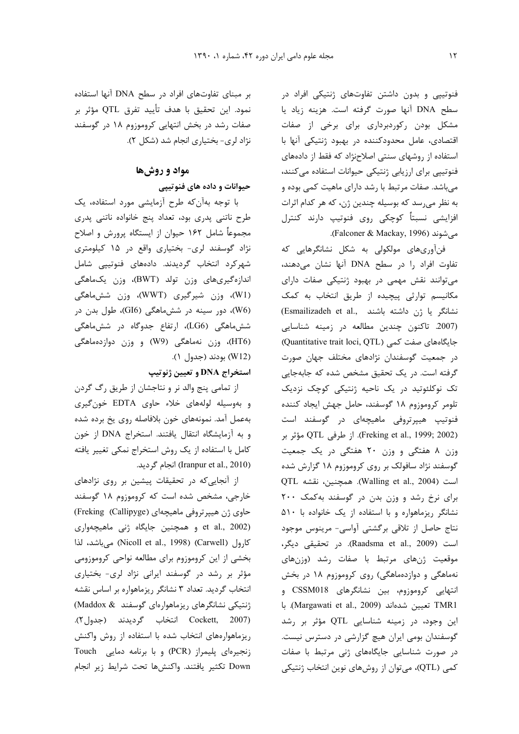فنوتیپی و بدون داشتن تفاوت‌های ژنتیکی افراد در سطح DNA آنها صورت گرفته است. هزینه زیاد یا مشکل بودن رکوردبرداری برای برخی از صفات اقتصادی، عامل محدودکننده در بهبود ژنتیکی آنها با استفاده از روش‌های سنتی اصلاح‌نژاد که فقط از داده‌های فنوتیپی برای ارزیابی ژنتیکی حیوانات استفاده می‌کنند، می‌باشد. صفات مرتبط با رشد دارای ماهیت کمی بوده و به نظر می‌رسد که بوسیله چندین ژن، که هر کدام اثرات افزایشی نسبتاً کوچکی روی فنوتیپ دارند کنترل می‌شوند (Falconer & Mackay, 1996).

فن‌آوری‌های مولکولی به شکل نشانگرهایی که تفاوت افراد را در سطح DNA آنها نشان می‌دهند، می‌توانند نقش مهمی در بهبود ژنتیکی صفات دارای مکانیسم توارثی پیچیده از طریق انتخاب به کمک نشانگر یا ژن داشته باشند (Esmailizadeh et al., 2007). تاکنون چندین مطالعه در زمینه شناسایی جایگاه‌های صفت کمی (Quantitative trait loci, QTL) در جمعیت گوسفندان نژادهای مختلف جهان صورت گرفته است. در یک تحقیق مشخص شده که جابه‌جایی تک نوکلئوتید در یک ناحیه ژنتیکی کوچک نزدیک تلومر کروموزوم ۱۸ گوسفند، حامل جهش ایجاد کننده فنوتیپ هیپرتروفی ماهیچه‌ای در گوسفند است (Freking et al., 1999; 2002). از طرفی QTL مؤثر بر وزن ۸ هفتگی و وزن ۲۰ هفتگی در یک جمعیت گوسفند نژاد سافولک بر روی کروموزوم ۱۸ گزارش شده است (Walling et al., 2004). همچنین، نقشه QTL برای نرخ رشد و وزن بدن در گوسفند به‌کمک ۲۰۰ نشانگر ریزماهواره و با استفاده از یک خانواده با ۵۱۰ نتاج حاصل از تلاقی برگشتی آواسی- مرینوس موجود است (Raadsma et al., 2009). در تحقیقی دیگر، موقعیت ژن‌های مرتبط با صفات رشد (وزن‌های نه‌ماهگی و دوازده‌ماهگی) روی کروموزوم ۱۸ در بخش انتهایی کروموزوم، بین نشانگرهای CSSM018 و TMR1 تعیین شده‌اند (Margawati et al., 2009). با این وجود، در زمینه شناسایی QTL مؤثر بر رشد گوسفندان بومی ایران هیچ گزارشی در دسترس نیست. در صورت شناسایی جایگاه‌های ژنی مرتبط با صفات کمی (QTL)، می‌توان از روش‌های نوین انتخاب ژنتیکی بر مبنای تفاوت‌های افراد در سطح DNA آنها استفاده نمود. این تحقیق با هدف تأیید تفرق QTL مؤثر بر صفات رشد در بخش انتهایی کروموزوم ۱۸ در گوسفند نژاد لری- بختیاری انجام شد (شکل ۲).

## مواد و روش‌ها

### حیوانات و داده های فنوتیپی

با توجه به‌آن‌که طرح آزمایشی مورد استفاده، یک طرح ناتنی پدری بود، تعداد پنج خانواده ناتنی پدری مجموعاً شامل ۱۶۲ حیوان از ایستگاه پرورش و اصلاح نژاد گوسفند لری- بختیاری واقع در ۱۵ کیلومتری شهرکرد انتخاب گردیدند. داده‌های فنوتیپی شامل اندازه‌گیری‌های وزن تولد (BWT)، وزن یک‌ماهگی (W1)، وزن شیرگیری (WWT)، وزن شش‌ماهگی (W6)، دور سینه در شش‌ماهگی (GI6)، طول بدن در شش‌ماهگی (LG6)، ارتفاع جدوگاه در شش‌ماهگی (HT6)، وزن نه‌ماهگی (W9) و وزن دوازده‌ماهگی (W12) بودند (جدول ۱).

### استخراج DNA و تعیین ژنوتیپ

از تمامی پنج والد نر و نتاجشان از طریق رگ گردن و به‌وسیله لوله‌های خلاء حاوی EDTA خون‌گیری به‌عمل آمد. نمونه‌های خون بلافاصله روی یخ برده شده و به آزمایشگاه انتقال یافتند. استخراج DNA از خون کامل با استفاده از یک روش استخراج نمکی تغییر یافته (Iranpur et al., 2010) انجام گردید.

از آنجایی‌که در تحقیقات پیشین بر روی نژادهای خارجی، مشخص شده است که کروموزوم ۱۸ گوسفند حاوی ژن هیپرتروفی ماهیچه‌ای (Freking (Callipyge) et al., 2002) و همچنین جایگاه ژنی ماهیچه‌واری کارول (Carwell) (Nicoll et al., 1998) می‌باشد، لذا بخشی از این کروموزوم برای مطالعه نواحی کروموزومی مؤثر بر رشد در گوسفند ایرانی نژاد لری- بختیاری انتخاب گردید. تعداد ۳ نشانگر ریزماهواره بر اساس نقشه ژنتیکی نشانگرهای ریزماهواره‌ای گوسفند (Maddox & Cockett, 2007) انتخاب گردیدند (جدول۲). ریزماهواره‌های انتخاب شده با استفاده از روش واکنش زنجیره‌ای پلیمراز (PCR) و با برنامه دمایی Touch Down تکثیر یافتند. واکنش‌ها تحت شرایط زیر انجام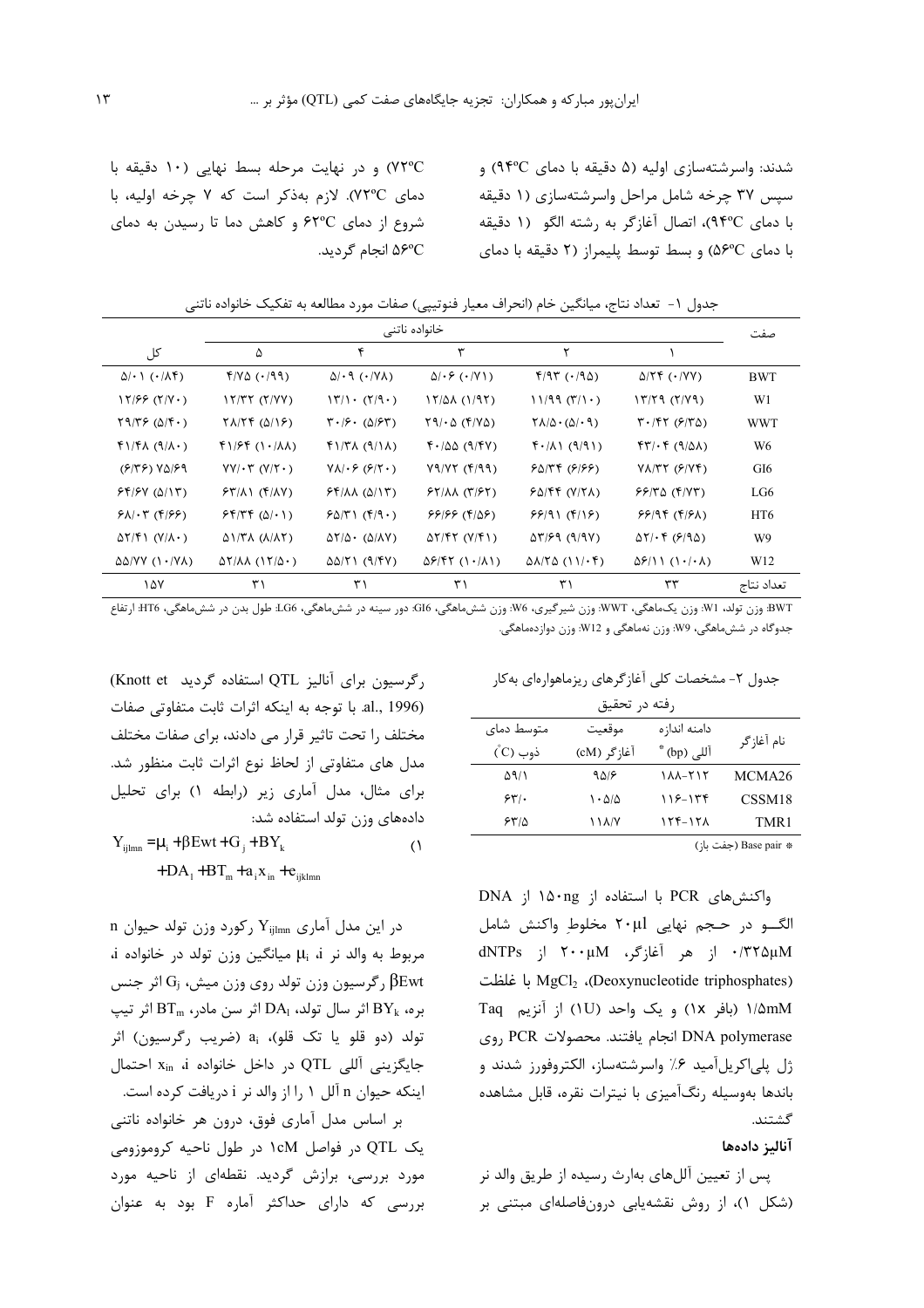شدند: واسرشته‌سازی اولیه (۵ دقیقه با دمای ۹۴ºC) و سپس ۳۷ چرخه شامل مراحل واسرشته‌سازی (۱ دقیقه با دمای ۹۴ºC)، اتصال آغازگر به رشته الگو (۱ دقیقه با دمای ۵۶ºC) و بسط توسط پلیمراز (۲ دقیقه با دمای ۷۲ºC) و در نهایت مرحله بسط نهایی (۱۰ دقیقه با دمای ۷۲ºC). لازم به‌ذکر است که ۷ چرخه اولیه، با شروع از دمای ۶۲ºC و کاهش دما تا رسیدن به دمای ۵۶ºC انجام گردید.

جدول ۱- تعداد نتاج، میانگین خام (انحراف معیار فنوتیپی) صفات مورد مطالعه به تفکیک خانواده ناتنی

| صفت | خانواده ناتنی | | | | | کل |
|---|---|---|---|---|---|---|
| | ۱ | ۲ | ۳ | ۴ | ۵ | |
| BWT | ۵/۲۴ (۰/۷۷) | ۴/۹۳ (۰/۹۵) | ۵/۰۶ (۰/۷۱) | ۵/۰۹ (۰/۷۸) | ۴/۷۵ (۰/۹۹) | ۵/۰۱ (۰/۸۴) |
| W1 | ۱۳/۲۹ (۲/۷۹) | ۱۱/۹۹ (۳/۱۰) | ۱۲/۵۸ (۱/۹۲) | ۱۳/۱۰ (۲/۹۰) | ۱۲/۳۲ (۲/۷۷) | ۱۲/۶۶ (۲/۷۰) |
| WWT | ۳۰/۴۲ (۶/۳۵) | ۲۸/۵۰ (۵/۰۹) | ۲۹/۰۵ (۴/۷۵) | ۳۰/۶۰ (۵/۶۳) | ۲۸/۲۴ (۵/۱۶) | ۲۹/۳۶ (۵/۴۰) |
| W6 | ۴۳/۰۴ (۹/۵۸) | ۴۰/۸۱ (۹/۹۱) | ۴۰/۵۵ (۹/۴۷) | ۴۱/۳۸ (۹/۱۸) | ۴۱/۶۴ (۱۰/۸۸) | ۴۱/۴۸ (۹/۸۰) |
| GI6 | ۷۸/۳۲ (۶/۷۴) | ۶۵/۳۴ (۶/۶۶) | ۷۹/۷۲ (۴/۹۹) | ۷۸/۰۶ (۶/۲۰) | ۷۷/۰۳ (۷/۲۰) | ۷۵/۶۹ (۶/۳۶) |
| LG6 | ۶۶/۳۵ (۴/۷۳) | ۶۵/۴۴ (۷/۲۸) | ۶۲/۸۸ (۳/۶۲) | ۶۴/۸۸ (۵/۱۳) | ۶۳/۸۱ (۴/۸۷) | ۶۴/۶۷ (۵/۱۳) |
| HT6 | ۶۶/۹۴ (۴/۶۸) | ۶۶/۹۱ (۴/۱۶) | ۶۶/۶۶ (۴/۵۶) | ۶۵/۳۱ (۴/۹۰) | ۶۴/۳۴ (۵/۰۱) | ۶۸/۰۳ (۴/۶۶) |
| W9 | ۵۲/۰۴ (۶/۹۵) | ۵۳/۶۹ (۹/۹۷) | ۵۲/۴۲ (۷/۴۱) | ۵۲/۵۰ (۵/۸۷) | ۵۱/۳۸ (۸/۸۲) | ۵۲/۴۱ (۷/۸۰) |
| W12 | ۵۶/۱۱ (۱۰/۰۸) | ۵۸/۲۵ (۱۱/۰۴) | ۵۶/۴۲ (۱۰/۸۱) | ۵۵/۲۱ (۹/۴۷) | ۵۲/۸۸ (۱۲/۵۰) | ۵۵/۷۷ (۱۰/۷۸) |
| تعداد نتاج | ۳۳ | ۳۱ | ۳۱ | ۳۱ | ۳۱ | ۱۵۷ |

BWT: وزن تولد، W1: وزن یک‌ماهگی، WWT: وزن شیرگیری، W6: وزن شش‌ماهگی، GI6: دور سینه در شش‌ماهگی، LG6: طول بدن در شش‌ماهگی، HT6: ارتفاع جدوگاه در شش‌ماهگی، W9: وزن نه‌ماهگی و W12: وزن دوازده‌ماهگی.

جدول ۲- مشخصات کلی آغازگرهای ریزماهواره‌ای به‌کار رفته در تحقیق

| نام آغازگر | دامنه اندازه آللی (bp) * | موقعیت آغازگر (cM) | متوسط دمای ذوب (°C) |
|---|---|---|---|
| MCMA26 | ۱۸۸-۲۱۲ | ۹۵/۶ | ۵۹/۱ |
| CSSM18 | ۱۱۶-۱۳۴ | ۱۰۵/۵ | ۶۳/۰ |
| TMR1 | ۱۲۴-۱۲۸ | ۱۱۸/۷ | ۶۳/۵ |

* Base pair (جفت باز)

واکنش‌های PCR با استفاده از ۱۵۰ng از DNA الگـــو در حـجم نهایی ۲۰µl مخلوطِ واکنش شامل ۰/۳۲۵µM از هر آغازگر، ۲۰۰µM از dNTPs (Deoxynucleotide triphosphates)، $MgCl_2$ با غلظت ۱/۵mM (بافر 1x) و یک واحد (1U) از آنزیم Taq DNA polymerase انجام یافتند. محصولات PCR روی ژل پلی‌اکریل‌آمید ۶٪ واسرشته‌ساز، الکتروفورز شدند و باندها به‌وسیله رنگ‌آمیزی با نیترات نقره، قابل مشاهده گشتند.

### آنالیز داده‌ها

پس از تعیین آلل‌های به‌ارث رسیده از طریق والد نر (شکل ۱)، از روش نقشه‌یابی درون‌فاصله‌ای مبتنی بر رگرسیون برای آنالیز QTL استفاده گردید (Knott et al., 1996). با توجه به اینکه اثرات ثابت متفاوتی صفات مختلف را تحت تاثیر قرار می دادند، برای صفات مختلف مدل های متفاوتی از لحاظ نوع اثرات ثابت منظور شد. برای مثال، مدل آماری زیر (رابطه ۱) برای تحلیل داده‌های وزن تولد استفاده شد:

$$Y_{ijlmn} = \mu_i + \beta Ewt + G_j + BY_k + DA_l + BT_m + a_i x_{in} + e_{ijklmn} \quad (1)$$

در این مدل آماری $Y_{ijlmn}$ رکورد وزن تولد حیوان n مربوط به والد نر i، $\mu_i$ میانگین وزن تولد در خانواده i، $\beta Ewt$ رگرسیون وزن تولد روی وزن میش، $G_j$ اثر جنس بره، $BY_k$ اثر سال تولد، $DA_l$ اثر سن مادر، $BT_m$ اثر تیپ تولد (دو قلو یا تک قلو)، $a_i$ (ضریب رگرسیون) اثر جایگزینی آللی QTL در داخل خانواده i، $x_{in}$ احتمال اینکه حیوان n آلل ۱ را از والد نر i دریافت کرده است.

بر اساس مدل آماری فوق، درون هر خانواده ناتنی یک QTL در فواصل 1cM در طول ناحیه کروموزومی مورد بررسی، برازش گردید. نقطه‌ای از ناحیه مورد بررسی که دارای حداکثر آماره F بود به عنوان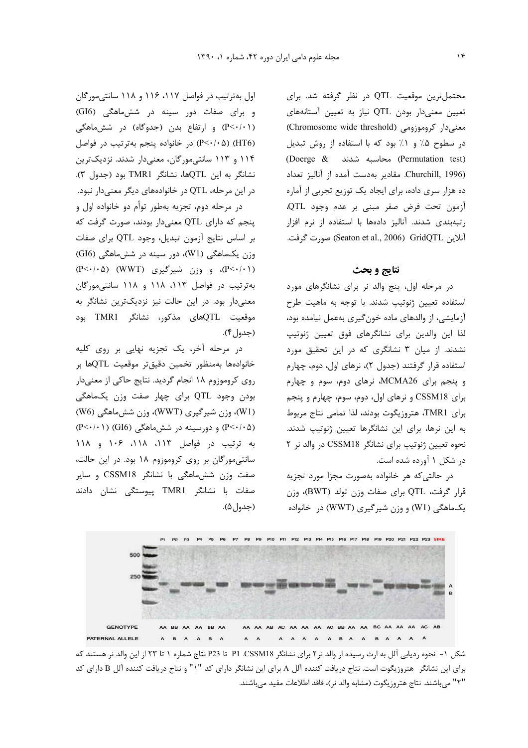محتمل‌ترین موقعیت QTL در نظر گرفته شد. برای تعیین معنی‌دار بودن QTL نیاز به تعیین آستانه‌های معنی‌دار کروموزومی (Chromosome wide threshold) در سطوح ۵٪ و ۱٪ بود که با استفاده از روش تبدیل (Permutation test) محاسبه شدند (Doerge & Churchill, 1996). مقادیر به‌دست آمده از آنالیز تعداد ده هزار سری داده، برای ایجاد یک توزیع تجربی از آماره آزمون تحت فرض صفر مبنی بر عدم وجود QTL، رتبه‌بندی شدند. آنالیز داده‌ها با استفاده از نرم افزار آنلاین GridQTL (Seaton et al., 2006) صورت گرفت.

## نتایج و بحث

در مرحله اول، پنج والد نر برای نشانگرهای مورد استفاده تعیین ژنوتیپ شدند. با توجه به ماهیت طرح آزمایشی، از والدهای ماده خون‌گیری به‌عمل نیامده بود، لذا این والدین برای نشانگرهای فوق تعیین ژنوتیپ نشدند. از میان ۳ نشانگری که در این تحقیق مورد استفاده قرار گرفتند (جدول ۲)، نرهای اول، دوم، چهارم و پنجم برای MCMA26، نرهای دوم، سوم و چهارم برای CSSM18 و نرهای اول، دوم، سوم، چهارم و پنجم برای TMR1، هتروزیگوت بودند، لذا تمامی نتاج مربوط به این نرها، برای این نشانگرها تعیین ژنوتیپ شدند. نحوه تعیین ژنوتیپ برای نشانگر CSSM18 در والد نر ۲ در شکل ۱ آورده شده است.

در حالتی‌که هر خانواده به‌صورت مجزا مورد تجزیه قرار گرفت، QTL برای صفات وزن تولد (BWT)، وزن یک‌ماهگی (W1) و وزن شیرگیری (WWT) در خانواده اول به‌ترتیب در فواصل ۱۱۷، ۱۱۶ و ۱۱۸ سانتی‌مورگان و برای صفات دور سینه در شش‌ماهگی (GI6) (P<۰/۰۱) و ارتفاع بدن (جدوگاه) در شش‌ماهگی (HT6) (P<۰/۰۵) در خانواده پنجم به‌ترتیب در فواصل ۱۱۴ و ۱۱۳ سانتی‌مورگان، معنی‌دار شدند. نزدیک‌ترین نشانگر به این QTLها، نشانگر TMR1 بود (جدول ۳). در این مرحله، QTL در خانواده‌های دیگر معنی‌دار نبود.

در مرحله دوم، تجزیه به‌طور توأم دو خانواده اول و پنجم که دارای QTL معنی‌دار بودند، صورت گرفت که بر اساس نتایج آزمون تبدیل، وجود QTL برای صفات وزن یک‌ماهگی (W1)، دور سینه در شش‌ماهگی (GI6) (P<۰/۰۱)، و وزن شیرگیری (WWT) (P<۰/۰۵) به‌ترتیب در فواصل ۱۱۳، ۱۱۸ و ۱۱۸ سانتی‌مورگان معنی‌دار بود. در این حالت نیز نزدیک‌ترین نشانگر به موقعیت QTLهای مذکور، نشانگر TMR1 بود (جدول ۴).

در مرحله آخر، یک تجزیه نهایی بر روی کلیه خانواده‌ها به‌منظور تخمین دقیق‌تر موقعیت QTLها بر روی کروموزوم ۱۸ انجام گردید. نتایج حاکی از معنی‌دار بودن وجود QTL برای چهار صفت وزن یک‌ماهگی (W1)، وزن شیرگیری (WWT)، وزن شش‌ماهگی (W6) (P<۰/۰۵) و دورسینه در شش‌ماهگی (GI6) (P<۰/۰۱) به ترتیب در فواصل ۱۱۳، ۱۱۸، ۱۰۶ و ۱۱۸ سانتی‌مورگان بر روی کروموزوم ۱۸ بود. در این حالت، صفت وزن شش‌ماهگی با نشانگر CSSM18 و سایر صفات با نشانگر TMR1 پیوستگی نشان دادند (جدول ۵).

شکل ۱- نحوه ردیابی آلل به ارث رسیده از والد نر ۲ برای نشانگر CSSM18. P1 تا P23 نتاج شماره ۱ تا ۲۳ از این والد نر هستند که برای این نشانگر هتروزیگوت است. نتاج دریافت کننده آلل A برای این نشانگر دارای کد "۱" و نتاج دریافت کننده آلل B دارای کد "۲" می‌باشند. نتاج هتروزیگوت (مشابه والد نر)، فاقد اطلاعات مفید می‌باشند.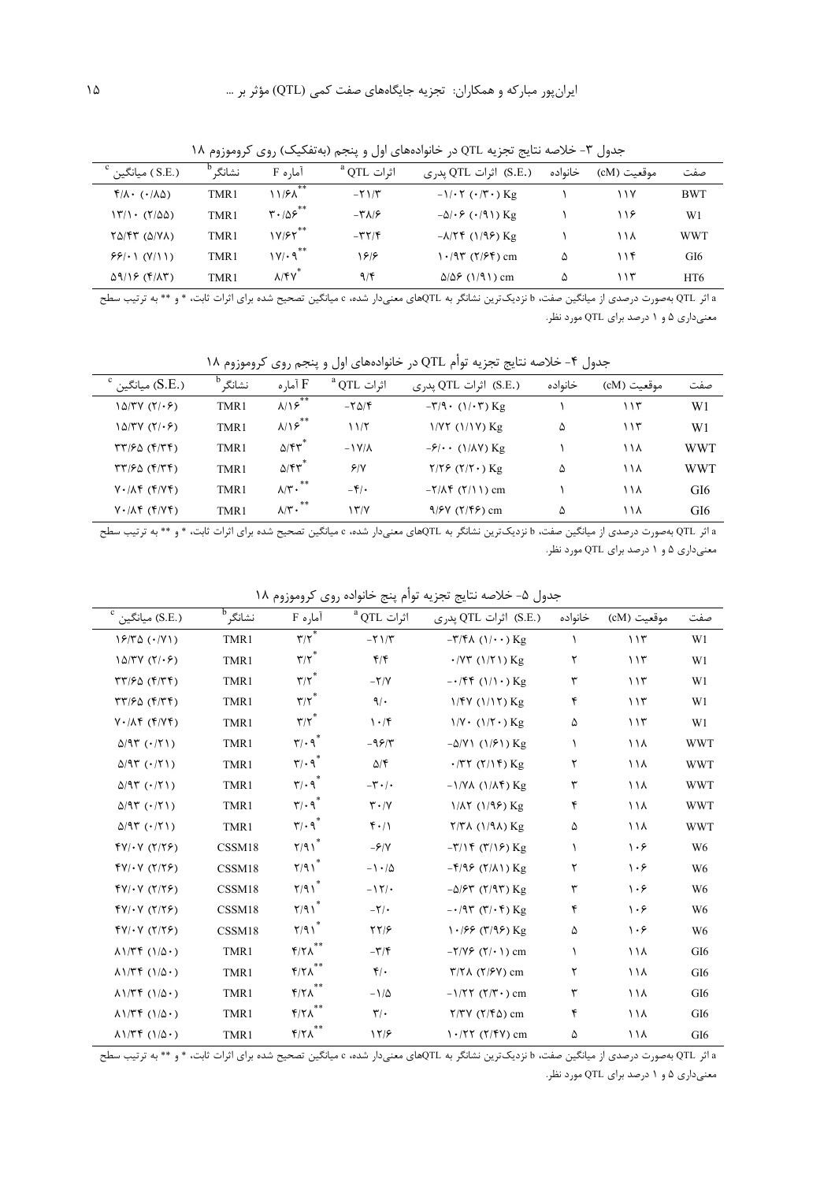جدول ۳- خلاصه نتایج تجزیه QTL در خانواده‌های اول و پنجم (به‌تفکیک) روی کروموزوم ۱۸

| صفت | موقعیت (cM) | خانواده | (S.E.) اثرات QTL پدری | اثرات QTL [a] | آماره F | نشانگر [b] | (S.E.) میانگین [c] |
|---|---|---|---|---|---|---|---|
| BWT | ۱۱۷ | ۱ | -۱/۰۲ (۰/۳۰) Kg | -۲۱/۳ | ۱۱/۶۸** | TMR1 | ۴/۸۰ (۰/۸۵) |
| W1 | ۱۱۶ | ۱ | -۵/۰۶ (۰/۹۱) Kg | -۳۸/۶ | ۳۰/۵۶** | TMR1 | ۱۳/۱۰ (۲/۵۵) |
| WWT | ۱۱۸ | ۱ | -۸/۲۴ (۱/۹۶) Kg | -۳۲/۴ | ۱۷/۶۲** | TMR1 | ۲۵/۴۳ (۵/۷۸) |
| GI6 | ۱۱۴ | ۵ | ۱۰/۹۳ (۲/۶۴) cm | ۱۶/۶ | ۱۷/۰۹** | TMR1 | ۶۶/۰۱ (۷/۱۱) |
| HT6 | ۱۱۳ | ۵ | ۵/۵۶ (۱/۹۱) cm | ۹/۴ | ۸/۴۷* | TMR1 | ۵۹/۱۶ (۴/۸۳) |

a اثر QTL به‌صورت درصدی از میانگین صفت، b نزدیک‌ترین نشانگر به QTLهای معنی‌دار شده، c میانگین تصحیح شده برای اثرات ثابت، * و ** به ترتیب سطح معنی‌داری ۵ و ۱ درصد برای QTL مورد نظر.

جدول ۴- خلاصه نتایج تجزیه توأم QTL در خانواده‌های اول و پنجم روی کروموزوم ۱۸

| صفت | موقعیت (cM) | خانواده | (S.E.) اثرات QTL پدری | اثرات QTL [a] | آماره F | نشانگر [b] | (S.E.) میانگین [c] |
|---|---|---|---|---|---|---|---|
| W1 | ۱۱۳ | ۱ | -۳/۹۰ (۱/۰۳) Kg | -۲۵/۴ | ۸/۱۶** | TMR1 | ۱۵/۳۷ (۲/۰۶) |
| W1 | ۱۱۳ | ۵ | ۱/۷۲ (۱/۱۷) Kg | ۱۱/۲ | ۸/۱۶** | TMR1 | ۱۵/۳۷ (۲/۰۶) |
| WWT | ۱۱۸ | ۱ | -۶/۰۰ (۱/۸۷) Kg | -۱۷/۸ | ۵/۴۳* | TMR1 | ۳۳/۶۵ (۴/۳۴) |
| WWT | ۱۱۸ | ۵ | ۲/۲۶ (۲/۲۰) Kg | ۶/۷ | ۵/۴۳* | TMR1 | ۳۳/۶۵ (۴/۳۴) |
| GI6 | ۱۱۸ | ۱ | -۲/۸۴ (۲/۱۱) cm | -۴/۰ | ۸/۳۰** | TMR1 | ۷۰/۸۴ (۴/۷۴) |
| GI6 | ۱۱۸ | ۵ | ۹/۶۷ (۲/۴۶) cm | ۱۳/۷ | ۸/۳۰** | TMR1 | ۷۰/۸۴ (۴/۷۴) |

a اثر QTL به‌صورت درصدی از میانگین صفت، b نزدیک‌ترین نشانگر به QTLهای معنی‌دار شده، c میانگین تصحیح شده برای اثرات ثابت، * و ** به ترتیب سطح معنی‌داری ۵ و ۱ درصد برای QTL مورد نظر.

جدول ۵- خلاصه نتایج تجزیه توأم پنج خانواده روی کروموزوم ۱۸

| صفت | موقعیت (cM) | خانواده | (S.E.) اثرات QTL پدری | اثرات QTL [a] | آماره F | نشانگر [b] | (S.E.) میانگین [c] |
|---|---|---|---|---|---|---|---|
| W1 | ۱۱۳ | ۱ | -۳/۴۸ (۱/۰۰) Kg | -۲۱/۳ | ۳/۲* | TMR1 | ۱۶/۳۵ (۰/۷۱) |
| W1 | ۱۱۳ | ۲ | ۰/۷۳ (۱/۲۱) Kg | ۴/۴ | ۳/۲* | TMR1 | ۱۵/۳۷ (۲/۰۶) |
| W1 | ۱۱۳ | ۳ | -۰/۴۴ (۱/۱۰) Kg | -۲/۷ | ۳/۲* | TMR1 | ۳۳/۶۵ (۴/۳۴) |
| W1 | ۱۱۳ | ۴ | ۱/۴۷ (۱/۱۲) Kg | ۹/۰ | ۳/۲* | TMR1 | ۳۳/۶۵ (۴/۳۴) |
| W1 | ۱۱۳ | ۵ | ۱/۷۰ (۱/۲۰) Kg | ۱۰/۴ | ۳/۲* | TMR1 | ۷۰/۸۴ (۴/۷۴) |
| WWT | ۱۱۸ | ۱ | -۵/۷۱ (۱/۶۱) Kg | -۹۶/۳ | ۳/۰۹* | TMR1 | ۵/۹۳ (۰/۲۱) |
| WWT | ۱۱۸ | ۲ | ۰/۳۲ (۲/۱۴) Kg | ۵/۴ | ۳/۰۹* | TMR1 | ۵/۹۳ (۰/۲۱) |
| WWT | ۱۱۸ | ۳ | -۱/۷۸ (۱/۸۴) Kg | -۳۰/۰ | ۳/۰۹* | TMR1 | ۵/۹۳ (۰/۲۱) |
| WWT | ۱۱۸ | ۴ | ۱/۸۲ (۱/۹۶) Kg | ۳۰/۷ | ۳/۰۹* | TMR1 | ۵/۹۳ (۰/۲۱) |
| WWT | ۱۱۸ | ۵ | ۲/۳۸ (۱/۹۸) Kg | ۴۰/۱ | ۳/۰۹* | TMR1 | ۵/۹۳ (۰/۲۱) |
| W6 | ۱۰۶ | ۱ | -۳/۱۴ (۳/۱۶) Kg | -۶/۷ | ۲/۹۱* | CSSM18 | ۴۷/۰۷ (۲/۲۶) |
| W6 | ۱۰۶ | ۲ | -۴/۹۶ (۲/۸۱) Kg | -۱۰/۵ | ۲/۹۱* | CSSM18 | ۴۷/۰۷ (۲/۲۶) |
| W6 | ۱۰۶ | ۳ | -۵/۶۳ (۲/۹۳) Kg | -۱۲/۰ | ۲/۹۱* | CSSM18 | ۴۷/۰۷ (۲/۲۶) |
| W6 | ۱۰۶ | ۴ | -۰/۹۳ (۳/۰۴) Kg | -۲/۰ | ۲/۹۱* | CSSM18 | ۴۷/۰۷ (۲/۲۶) |
| W6 | ۱۰۶ | ۵ | ۱۰/۶۶ (۳/۹۶) Kg | ۲۲/۶ | ۲/۹۱* | CSSM18 | ۴۷/۰۷ (۲/۲۶) |
| GI6 | ۱۱۸ | ۱ | -۲/۷۶ (۲/۰۱) cm | -۳/۴ | ۴/۲۸** | TMR1 | ۸۱/۳۴ (۱/۵۰) |
| GI6 | ۱۱۸ | ۲ | ۳/۲۸ (۲/۶۷) cm | ۴/۰ | ۴/۲۸** | TMR1 | ۸۱/۳۴ (۱/۵۰) |
| GI6 | ۱۱۸ | ۳ | -۱/۲۲ (۲/۳۰) cm | -۱/۵ | ۴/۲۸** | TMR1 | ۸۱/۳۴ (۱/۵۰) |
| GI6 | ۱۱۸ | ۴ | ۲/۳۷ (۲/۴۵) cm | ۳/۰ | ۴/۲۸** | TMR1 | ۸۱/۳۴ (۱/۵۰) |
| GI6 | ۱۱۸ | ۵ | ۱۰/۲۲ (۲/۴۷) cm | ۱۲/۶ | ۴/۲۸** | TMR1 | ۸۱/۳۴ (۱/۵۰) |

a اثر QTL به‌صورت درصدی از میانگین صفت، b نزدیک‌ترین نشانگر به QTLهای معنی‌دار شده، c میانگین تصحیح شده برای اثرات ثابت، * و ** به ترتیب سطح معنی‌داری ۵ و ۱ درصد برای QTL مورد نظر.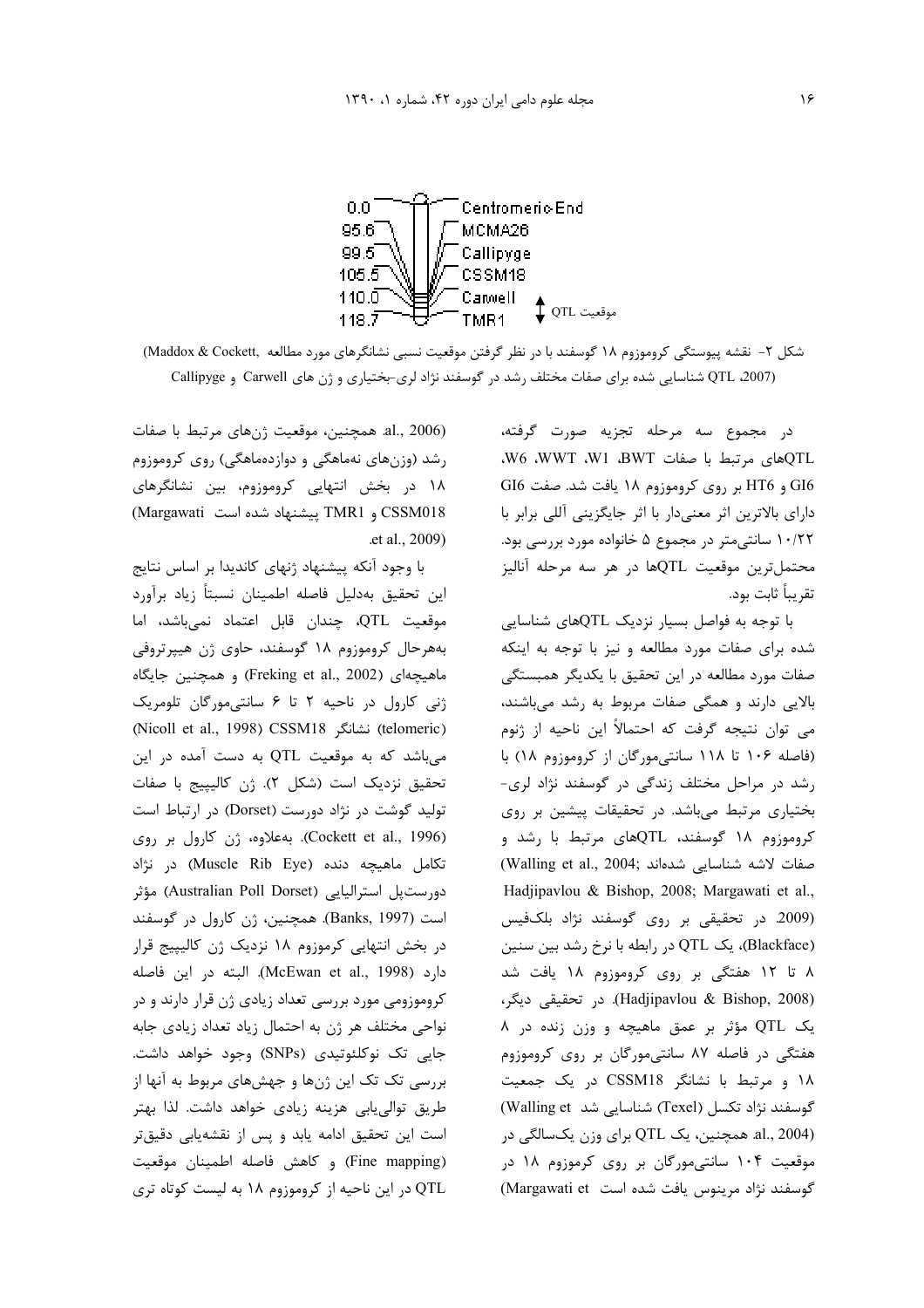0.0 Centromeric End
95.6 MCMA26
99.5 Callipyge
105.5 CSSM18
110.0 Carwell
118.7 TMR1
موقعیت QTL

شکل ۲- نقشه پیوستگی کروموزوم ۱۸ گوسفند با در نظر گرفتن موقعیت نسبی نشانگرهای مورد مطالعه (Maddox & Cockett, 2007)، QTL شناسایی شده برای صفات مختلف رشد در گوسفند نژاد لری-بختیاری و ژن های Carwell و Callipyge

در مجموع سه مرحله تجزیه صورت گرفته، QTLهای مرتبط با صفات BWT، W1، WWT، W6، GI6 و HT6 بر روی کروموزوم ۱۸ یافت شد. صفت GI6 دارای بالاترین اثر معنی‌دار با اثر جایگزینی آللی برابر با ۱۰/۲۲ سانتی‌متر در مجموع ۵ خانواده مورد بررسی بود. محتمل‌ترین موقعیت QTLها در هر سه مرحله آنالیز تقریباً ثابت بود.

با توجه به فواصل بسیار نزدیک QTLهای شناسایی شده برای صفات مورد مطالعه و نیز با توجه به اینکه صفات مورد مطالعه در این تحقیق با یکدیگر همبستگی بالایی دارند و همگی صفات مربوط به رشد می‌باشند، می توان نتیجه گرفت که احتمالاً این ناحیه از ژنوم (فاصله ۱۰۶ تا ۱۱۸ سانتی‌مورگان از کروموزوم ۱۸) با رشد در مراحل مختلف زندگی در گوسفند نژاد لری-بختیاری مرتبط می‌باشد. در تحقیقات پیشین بر روی کروموزوم ۱۸ گوسفند، QTLهای مرتبط با رشد و صفات لاشه شناسایی شده‌اند (Walling et al., 2004; Hadjipavlou & Bishop, 2008; Margawati et al., 2009). در تحقیقی بر روی گوسفند نژاد بلک‌فیس (Blackface)، یک QTL در رابطه با نرخ رشد بین سنین ۸ تا ۱۲ هفتگی بر روی کروموزوم ۱۸ یافت شد (Hadjipavlou & Bishop, 2008). در تحقیقی دیگر، یک QTL مؤثر بر عمق ماهیچه و وزن زنده در ۸ هفتگی در فاصله ۸۷ سانتی‌مورگان بر روی کروموزوم ۱۸ و مرتبط با نشانگر CSSM18 در یک جمعیت گوسفند نژاد تکسل (Texel) شناسایی شد (Walling et al., 2004). همچنین، یک QTL برای وزن یک‌سالگی در موقعیت ۱۰۴ سانتی‌مورگان بر روی کرموزوم ۱۸ در گوسفند نژاد مرینوس یافت شده است (Margawati et al., 2006). همچنین، موقعیت ژن‌های مرتبط با صفات رشد (وزن‌های نه‌ماهگی و دوازده‌ماهگی) روی کروموزوم ۱۸ در بخش انتهایی کروموزوم، بین نشانگرهای CSSM018 و TMR1 پیشنهاد شده است (Margawati et al., 2009).

با وجود آنکه پیشنهاد ژنهای کاندیدا بر اساس نتایج این تحقیق به‌دلیل فاصله اطمینان نسبتاً زیاد برآورد موقعیت QTL، چندان قابل اعتماد نمی‌باشد، اما به‌هرحال کروموزوم ۱۸ گوسفند، حاوی ژن هیپرتروفی ماهیچه‌ای (Freking et al., 2002) و همچنین جایگاه ژنی کارول در ناحیه ۲ تا ۶ سانتی‌مورگان تلومریک (telomeric) نشانگر CSSM18 (Nicoll et al., 1998) می‌باشد که به موقعیت QTL به دست آمده در این تحقیق نزدیک است (شکل ۲). ژن کالیپیج با صفات تولید گوشت در نژاد دورست (Dorset) در ارتباط است (Cockett et al., 1996). به‌علاوه، ژن کارول بر روی تکامل ماهیچه دنده (Muscle Rib Eye) در نژاد دورست‌پل استرالیایی (Australian Poll Dorset) مؤثر است (Banks, 1997). همچنین، ژن کارول در گوسفند در بخش انتهایی کرموزوم ۱۸ نزدیک ژن کالیپیج قرار دارد (McEwan et al., 1998). البته در این فاصله کروموزومی مورد بررسی تعداد زیادی ژن قرار دارند و در نواحی مختلف هر ژن به احتمال زیاد تعداد زیادی جابه جایی تک نوکلئوتیدی (SNPs) وجود خواهد داشت. بررسی تک تک این ژن‌ها و جهش‌های مربوط به آنها از طریق توالی‌یابی هزینه زیادی خواهد داشت. لذا بهتر است این تحقیق ادامه یابد و پس از نقشه‌یابی دقیق‌تر (Fine mapping) و کاهش فاصله اطمینان موقعیت QTL در این ناحیه از کروموزوم ۱۸ به لیست کوتاه تری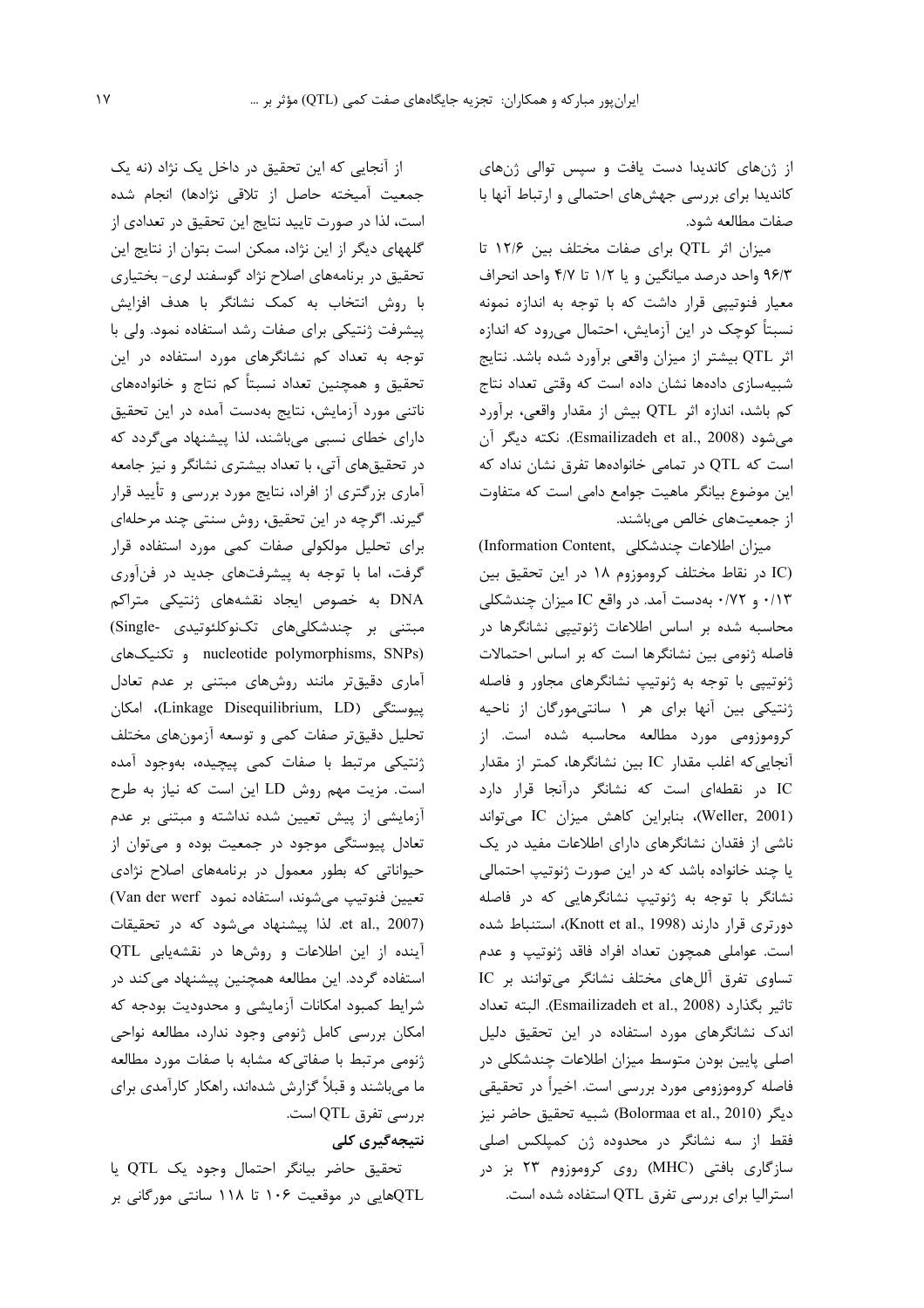از ژن‌های کاندیدا دست یافت و سپس توالی ژن‌های کاندیدا برای بررسی جهش‌های احتمالی و ارتباط آنها با صفات مطالعه شود.

میزان اثر QTL برای صفات مختلف بین ۱۲/۶ تا ۹۶/۳ واحد درصد میانگین و یا ۱/۲ تا ۴/۷ واحد انحراف معیار فنوتیپی قرار داشت که با توجه به اندازه نمونه نسبتاً کوچک در این آزمایش، احتمال می‌رود که اندازه اثر QTL بیشتر از میزان واقعی برآورد شده باشد. نتایج شبیه‌سازی داده‌ها نشان داده است که وقتی تعداد نتاج کم باشد، اندازه اثر QTL بیش از مقدار واقعی، برآورد می‌شود (Esmailizadeh et al., 2008). نکته دیگر آن است که QTL در تمامی خانواده‌ها تفرق نشان نداد که این موضوع بیانگر ماهیت جوامع دامی است که متفاوت از جمعیت‌های خالص می‌باشند.

میزان اطلاعات چندشکلی (Information Content, IC) در نقاط مختلف کروموزوم ۱۸ در این تحقیق بین ۰/۱۳ و ۰/۷۲ به‌دست آمد. در واقع IC میزان چندشکلی محاسبه شده بر اساس اطلاعات ژنوتیپی نشانگرها در فاصله ژنومی بین نشانگرها است که بر اساس احتمالات ژنوتیپی با توجه به ژنوتیپ نشانگرهای مجاور و فاصله ژنتیکی بین آنها برای هر ۱ سانتی‌مورگان از ناحیه کروموزومی مورد مطالعه محاسبه شده است. از آنجایی‌که اغلب مقدار IC بین نشانگرها، کمتر از مقدار IC در نقطه‌ای است که نشانگر درآنجا قرار دارد (Weller, 2001)، بنابراین کاهش میزان IC می‌تواند ناشی از فقدان نشانگرهای دارای اطلاعات مفید در یک یا چند خانواده باشد که در این صورت ژنوتیپ احتمالی نشانگر با توجه به ژنوتیپ نشانگرهایی که در فاصله دورتری قرار دارند (Knott et al., 1998)، استنباط شده است. عواملی همچون تعداد افراد فاقد ژنوتیپ و عدم تساوی تفرق آلل‌های مختلف نشانگر می‌توانند بر IC تاثیر بگذارد (Esmailizadeh et al., 2008). البته تعداد اندک نشانگرهای مورد استفاده در این تحقیق دلیل اصلی پایین بودن متوسط میزان اطلاعات چندشکلی در فاصله کروموزومی مورد بررسی است. اخیراً در تحقیقی دیگر (Bolormaa et al., 2010) شبیه تحقیق حاضر نیز فقط از سه نشانگر در محدوده ژن کمپلکس اصلی سازگاری بافتی (MHC) روی کروموزوم ۲۳ بز در استرالیا برای بررسی تفرق QTL استفاده شده است.

از آنجایی که این تحقیق در داخل یک نژاد (نه یک جمعیت آمیخته حاصل از تلاقی نژادها) انجام شده است، لذا در صورت تایید نتایج این تحقیق در تعدادی از گله‌های دیگر از این نژاد، ممکن است بتوان از نتایج این تحقیق در برنامه‌های اصلاح نژاد گوسفند لری- بختیاری با روش انتخاب به کمک نشانگر با هدف افزایش پیشرفت ژنتیکی برای صفات رشد استفاده نمود. ولی با توجه به تعداد کم نشانگرهای مورد استفاده در این تحقیق و همچنین تعداد نسبتاً کم نتاج و خانواده‌های ناتنی مورد آزمایش، نتایج به‌دست آمده در این تحقیق دارای خطای نسبی می‌باشند، لذا پیشنهاد می‌گردد که در تحقیق‌های آتی، با تعداد بیشتری نشانگر و نیز جامعه آماری بزرگتری از افراد، نتایج مورد بررسی و تأیید قرار گیرند. اگرچه در این تحقیق، روش سنتی چند مرحله‌ای برای تحلیل مولکولی صفات کمی مورد استفاده قرار گرفت، اما با توجه به پیشرفت‌های جدید در فن‌آوری DNA به خصوص ایجاد نقشه‌های ژنتیکی متراکم مبتنی بر چندشکلی‌های تک‌نوکلئوتیدی (Single-nucleotide polymorphisms, SNPs) و تکنیک‌های آماری دقیق‌تر مانند روش‌های مبتنی بر عدم تعادل پیوستگی (Linkage Disequilibrium, LD)، امکان تحلیل دقیق‌تر صفات کمی و توسعه آزمون‌های مختلف ژنتیکی مرتبط با صفات کمی پیچیده، به‌وجود آمده است. مزیت مهم روش LD این است که نیاز به طرح آزمایشی از پیش تعیین شده نداشته و مبتنی بر عدم تعادل پیوستگی موجود در جمعیت بوده و می‌توان از حیواناتی که بطور معمول در برنامه‌های اصلاح نژادی تعیین فنوتیپ می‌شوند، استفاده نمود (Van der werf et al., 2007). لذا پیشنهاد می‌شود که در تحقیقات آینده از این اطلاعات و روش‌ها در نقشه‌یابی QTL استفاده گردد. این مطالعه همچنین پیشنهاد می‌کند در شرایط کمبود امکانات آزمایشی و محدودیت بودجه که امکان بررسی کامل ژنومی وجود ندارد، مطالعه نواحی ژنومی مرتبط با صفاتی‌که مشابه با صفات مورد مطالعه ما می‌باشند و قبلاً گزارش شده‌اند، راهکار کارآمدی برای بررسی تفرق QTL است.

## نتیجه‌گیری کلی

تحقیق حاضر بیانگر احتمال وجود یک QTL یا QTLهایی در موقعیت ۱۰۶ تا ۱۱۸ سانتی مورگانی بر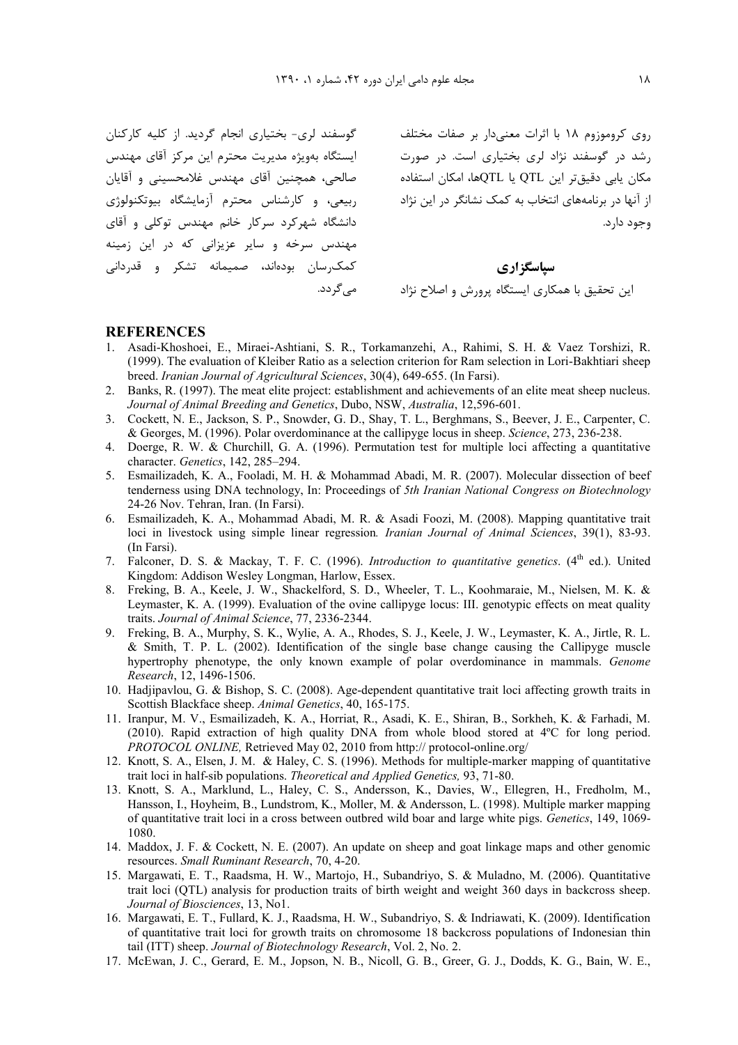روی کروموزوم ۱۸ با اثرات معنی‌دار بر صفات مختلف رشد در گوسفند نژاد لری بختیاری است. در صورت مکان یابی دقیق‌تر این QTL یا QTLها، امکان استفاده از آنها در برنامه‌های انتخاب به کمک نشانگر در این نژاد وجود دارد.

**سپاسگزاری**

این تحقیق با همکاری ایستگاه پرورش و اصلاح نژاد گوسفند لری- بختیاری انجام گردید. از کلیه کارکنان ایستگاه به‌ویژه مدیریت محترم این مرکز آقای مهندس صالحی، همچنین آقای مهندس غلامحسینی و آقایان ربیعی، و کارشناس محترم آزمایشگاه بیوتکنولوژی دانشگاه شهرکرد سرکار خانم مهندس توکلی و آقای مهندس سرخه و سایر عزیزانی که در این زمینه کمک‌رسان بوده‌اند، صمیمانه تشکر و قدردانی می‌گردد.

## REFERENCES

1. Asadi-Khoshoei, E., Miraei-Ashtiani, S. R., Torkamanzehi, A., Rahimi, S. H. & Vaez Torshizi, R. (1999). The evaluation of Kleiber Ratio as a selection criterion for Ram selection in Lori-Bakhtiari sheep breed. *Iranian Journal of Agricultural Sciences*, 30(4), 649-655. (In Farsi).
2. Banks, R. (1997). The meat elite project: establishment and achievements of an elite meat sheep nucleus. *Journal of Animal Breeding and Genetics*, Dubo, NSW, *Australia*, 12,596-601.
3. Cockett, N. E., Jackson, S. P., Snowder, G. D., Shay, T. L., Berghmans, S., Beever, J. E., Carpenter, C. & Georges, M. (1996). Polar overdominance at the callipyge locus in sheep. *Science*, 273, 236-238.
4. Doerge, R. W. & Churchill, G. A. (1996). Permutation test for multiple loci affecting a quantitative character. *Genetics*, 142, 285–294.
5. Esmailizadeh, K. A., Fooladi, M. H. & Mohammad Abadi, M. R. (2007). Molecular dissection of beef tenderness using DNA technology, In: Proceedings of *5th Iranian National Congress on Biotechnology* 24-26 Nov. Tehran, Iran. (In Farsi).
6. Esmailizadeh, K. A., Mohammad Abadi, M. R. & Asadi Foozi, M. (2008). Mapping quantitative trait loci in livestock using simple linear regression*. Iranian Journal of Animal Sciences*, 39(1), 83-93. (In Farsi).
7. Falconer, D. S. & Mackay, T. F. C. (1996). *Introduction to quantitative genetics*. (4th ed.). United Kingdom: Addison Wesley Longman, Harlow, Essex.
8. Freking, B. A., Keele, J. W., Shackelford, S. D., Wheeler, T. L., Koohmaraie, M., Nielsen, M. K. & Leymaster, K. A. (1999). Evaluation of the ovine callipyge locus: III. genotypic effects on meat quality traits. *Journal of Animal Science*, 77, 2336-2344.
9. Freking, B. A., Murphy, S. K., Wylie, A. A., Rhodes, S. J., Keele, J. W., Leymaster, K. A., Jirtle, R. L. & Smith, T. P. L. (2002). Identification of the single base change causing the Callipyge muscle hypertrophy phenotype, the only known example of polar overdominance in mammals. *Genome Research*, 12, 1496-1506.
10. Hadjipavlou, G. & Bishop, S. C. (2008). Age-dependent quantitative trait loci affecting growth traits in Scottish Blackface sheep. *Animal Genetics*, 40, 165-175.
11. Iranpur, M. V., Esmailizadeh, K. A., Horriat, R., Asadi, K. E., Shiran, B., Sorkheh, K. & Farhadi, M. (2010). Rapid extraction of high quality DNA from whole blood stored at 4ºC for long period. *PROTOCOL ONLINE,* Retrieved May 02, 2010 from http:// protocol-online.org/
12. Knott, S. A., Elsen, J. M. & Haley, C. S. (1996). Methods for multiple-marker mapping of quantitative trait loci in half-sib populations. *Theoretical and Applied Genetics,* 93, 71-80.
13. Knott, S. A., Marklund, L., Haley, C. S., Andersson, K., Davies, W., Ellegren, H., Fredholm, M., Hansson, I., Hoyheim, B., Lundstrom, K., Moller, M. & Andersson, L. (1998). Multiple marker mapping of quantitative trait loci in a cross between outbred wild boar and large white pigs. *Genetics*, 149, 1069-1080.
14. Maddox, J. F. & Cockett, N. E. (2007). An update on sheep and goat linkage maps and other genomic resources. *Small Ruminant Research*, 70, 4-20.
15. Margawati, E. T., Raadsma, H. W., Martojo, H., Subandriyo, S. & Muladno, M. (2006). Quantitative trait loci (QTL) analysis for production traits of birth weight and weight 360 days in backcross sheep. *Journal of Biosciences*, 13, No1.
16. Margawati, E. T., Fullard, K. J., Raadsma, H. W., Subandriyo, S. & Indriawati, K. (2009). Identification of quantitative trait loci for growth traits on chromosome 18 backcross populations of Indonesian thin tail (ITT) sheep. *Journal of Biotechnology Research*, Vol. 2, No. 2.
17. McEwan, J. C., Gerard, E. M., Jopson, N. B., Nicoll, G. B., Greer, G. J., Dodds, K. G., Bain, W. E.,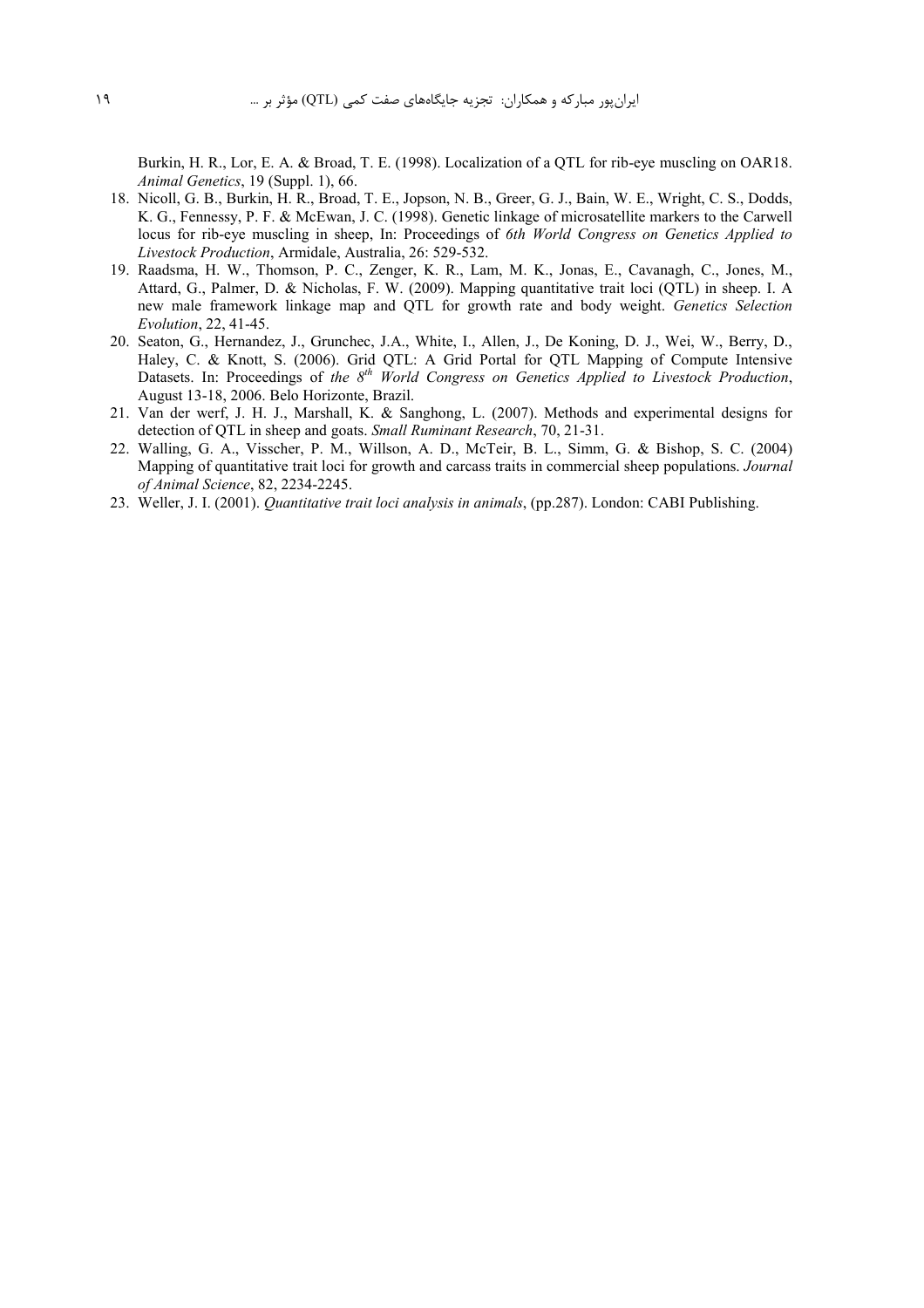Burkin, H. R., Lor, E. A. & Broad, T. E. (1998). Localization of a QTL for rib-eye muscling on OAR18. *Animal Genetics*, 19 (Suppl. 1), 66.

18. Nicoll, G. B., Burkin, H. R., Broad, T. E., Jopson, N. B., Greer, G. J., Bain, W. E., Wright, C. S., Dodds, K. G., Fennessy, P. F. & McEwan, J. C. (1998). Genetic linkage of microsatellite markers to the Carwell locus for rib-eye muscling in sheep, In: Proceedings of *6th World Congress on Genetics Applied to Livestock Production*, Armidale, Australia, 26: 529-532.
19. Raadsma, H. W., Thomson, P. C., Zenger, K. R., Lam, M. K., Jonas, E., Cavanagh, C., Jones, M., Attard, G., Palmer, D. & Nicholas, F. W. (2009). Mapping quantitative trait loci (QTL) in sheep. I. A new male framework linkage map and QTL for growth rate and body weight. *Genetics Selection Evolution*, 22, 41-45.
20. Seaton, G., Hernandez, J., Grunchec, J.A., White, I., Allen, J., De Koning, D. J., Wei, W., Berry, D., Haley, C. & Knott, S. (2006). Grid QTL: A Grid Portal for QTL Mapping of Compute Intensive Datasets. In: Proceedings of *the 8th World Congress on Genetics Applied to Livestock Production*, August 13-18, 2006. Belo Horizonte, Brazil.
21. Van der werf, J. H. J., Marshall, K. & Sanghong, L. (2007). Methods and experimental designs for detection of QTL in sheep and goats. *Small Ruminant Research*, 70, 21-31.
22. Walling, G. A., Visscher, P. M., Willson, A. D., McTeir, B. L., Simm, G. & Bishop, S. C. (2004) Mapping of quantitative trait loci for growth and carcass traits in commercial sheep populations. *Journal of Animal Science*, 82, 2234-2245.
23. Weller, J. I. (2001). *Quantitative trait loci analysis in animals*, (pp.287). London: CABI Publishing.